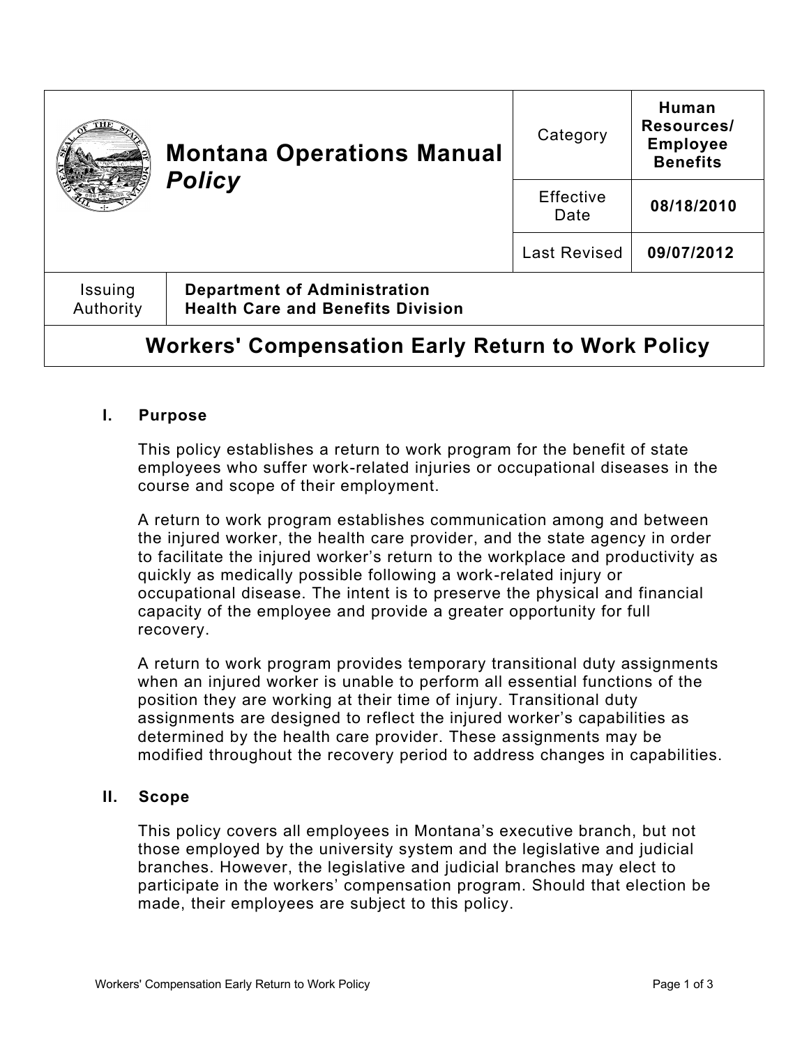| Montana Operations Manual *Policy* | Category | Human Resources/ Employee Benefits |
|---|---|---|
| | Effective Date | 08/18/2010 |
| | Last Revised | 09/07/2012 |
| Issuing Authority | **Department of Administration Health Care and Benefits Division** | |

# Workers' Compensation Early Return to Work Policy

## I. Purpose

This policy establishes a return to work program for the benefit of state employees who suffer work-related injuries or occupational diseases in the course and scope of their employment.

A return to work program establishes communication among and between the injured worker, the health care provider, and the state agency in order to facilitate the injured worker's return to the workplace and productivity as quickly as medically possible following a work-related injury or occupational disease. The intent is to preserve the physical and financial capacity of the employee and provide a greater opportunity for full recovery.

A return to work program provides temporary transitional duty assignments when an injured worker is unable to perform all essential functions of the position they are working at their time of injury. Transitional duty assignments are designed to reflect the injured worker's capabilities as determined by the health care provider. These assignments may be modified throughout the recovery period to address changes in capabilities.

## II. Scope

This policy covers all employees in Montana's executive branch, but not those employed by the university system and the legislative and judicial branches. However, the legislative and judicial branches may elect to participate in the workers' compensation program. Should that election be made, their employees are subject to this policy.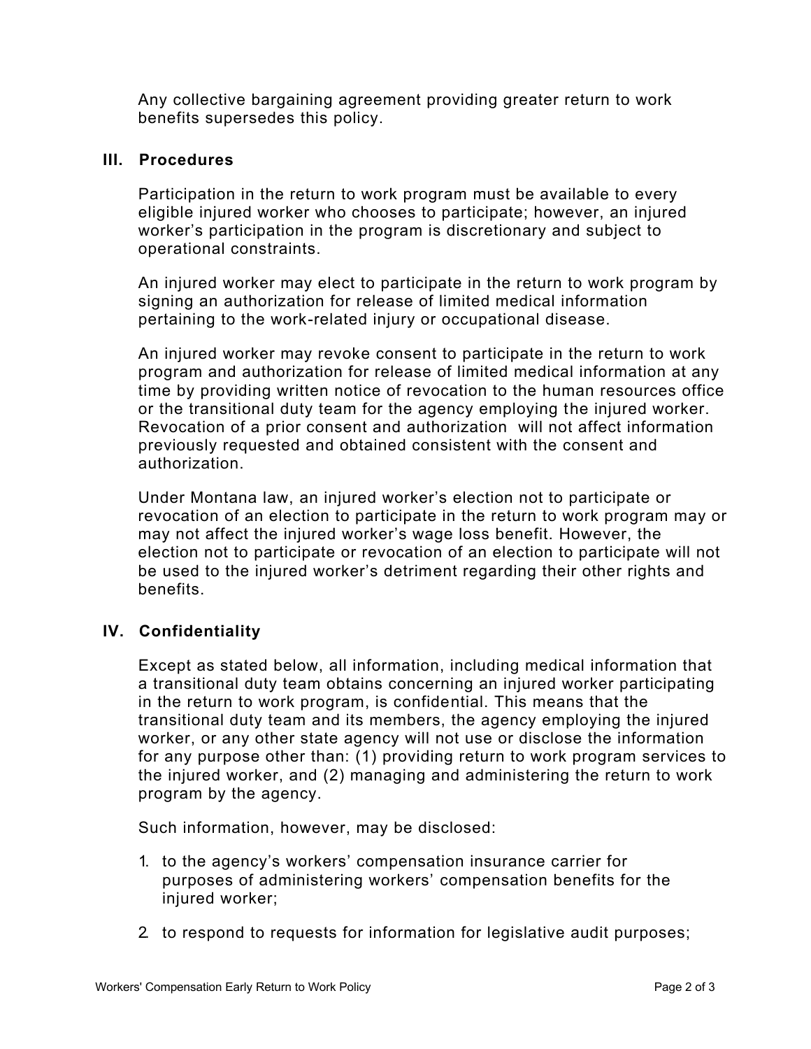Any collective bargaining agreement providing greater return to work benefits supersedes this policy.

## III. Procedures

Participation in the return to work program must be available to every eligible injured worker who chooses to participate; however, an injured worker's participation in the program is discretionary and subject to operational constraints.

An injured worker may elect to participate in the return to work program by signing an authorization for release of limited medical information pertaining to the work-related injury or occupational disease.

An injured worker may revoke consent to participate in the return to work program and authorization for release of limited medical information at any time by providing written notice of revocation to the human resources office or the transitional duty team for the agency employing the injured worker. Revocation of a prior consent and authorization will not affect information previously requested and obtained consistent with the consent and authorization.

Under Montana law, an injured worker's election not to participate or revocation of an election to participate in the return to work program may or may not affect the injured worker's wage loss benefit. However, the election not to participate or revocation of an election to participate will not be used to the injured worker's detriment regarding their other rights and benefits.

## IV. Confidentiality

Except as stated below, all information, including medical information that a transitional duty team obtains concerning an injured worker participating in the return to work program, is confidential. This means that the transitional duty team and its members, the agency employing the injured worker, or any other state agency will not use or disclose the information for any purpose other than: (1) providing return to work program services to the injured worker, and (2) managing and administering the return to work program by the agency.

Such information, however, may be disclosed:

1. to the agency's workers' compensation insurance carrier for purposes of administering workers' compensation benefits for the injured worker;
2. to respond to requests for information for legislative audit purposes;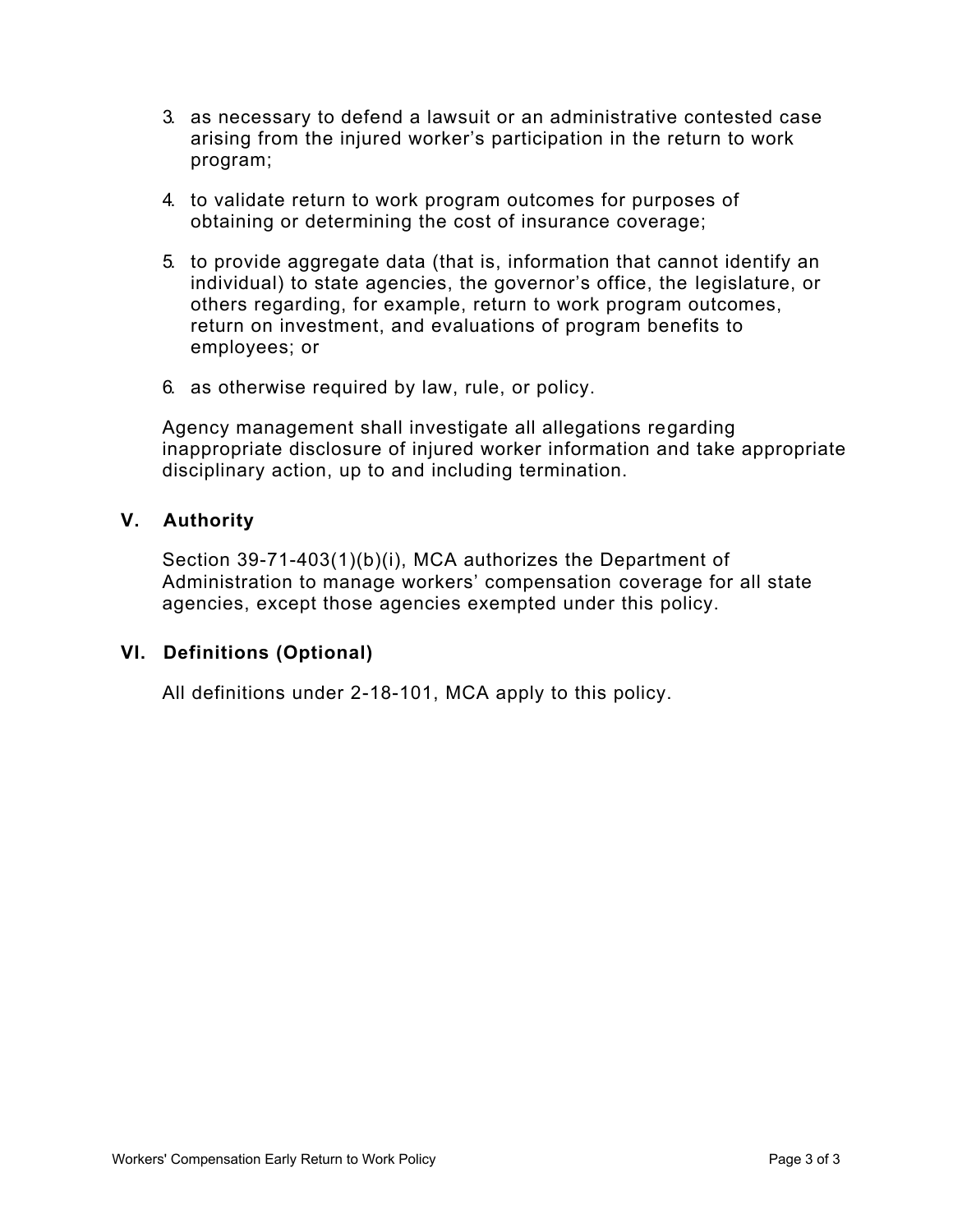3. as necessary to defend a lawsuit or an administrative contested case arising from the injured worker's participation in the return to work program;
4. to validate return to work program outcomes for purposes of obtaining or determining the cost of insurance coverage;
5. to provide aggregate data (that is, information that cannot identify an individual) to state agencies, the governor's office, the legislature, or others regarding, for example, return to work program outcomes, return on investment, and evaluations of program benefits to employees; or
6. as otherwise required by law, rule, or policy.

Agency management shall investigate all allegations regarding inappropriate disclosure of injured worker information and take appropriate disciplinary action, up to and including termination.

## V. Authority

Section 39-71-403(1)(b)(i), MCA authorizes the Department of Administration to manage workers' compensation coverage for all state agencies, except those agencies exempted under this policy.

## VI. Definitions (Optional)

All definitions under 2-18-101, MCA apply to this policy.